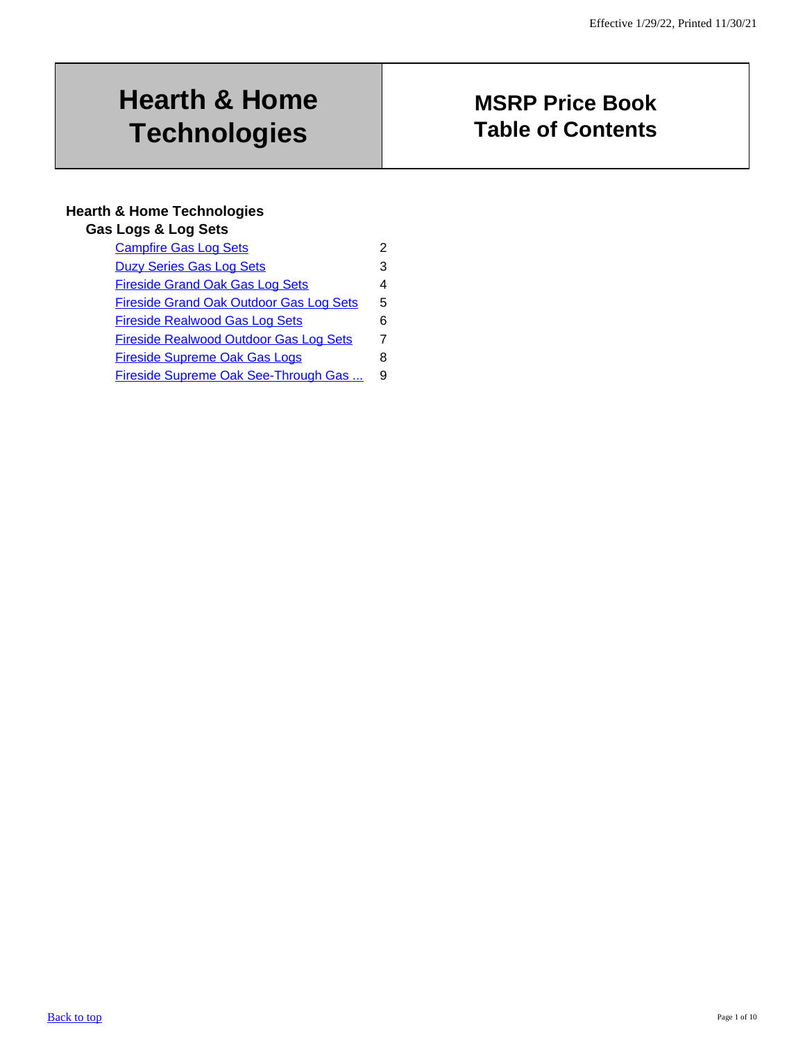Effective 1/29/22, Printed 11/30/21

| Hearth & Home Technologies | MSRP Price Book Table of Contents |
| --- | --- |

## Hearth & Home Technologies

### Gas Logs & Log Sets

| | |
| --- | --- |
| Campfire Gas Log Sets | 2 |
| Duzy Series Gas Log Sets | 3 |
| Fireside Grand Oak Gas Log Sets | 4 |
| Fireside Grand Oak Outdoor Gas Log Sets | 5 |
| Fireside Realwood Gas Log Sets | 6 |
| Fireside Realwood Outdoor Gas Log Sets | 7 |
| Fireside Supreme Oak Gas Logs | 8 |
| Fireside Supreme Oak See-Through Gas ... | 9 |

Back to top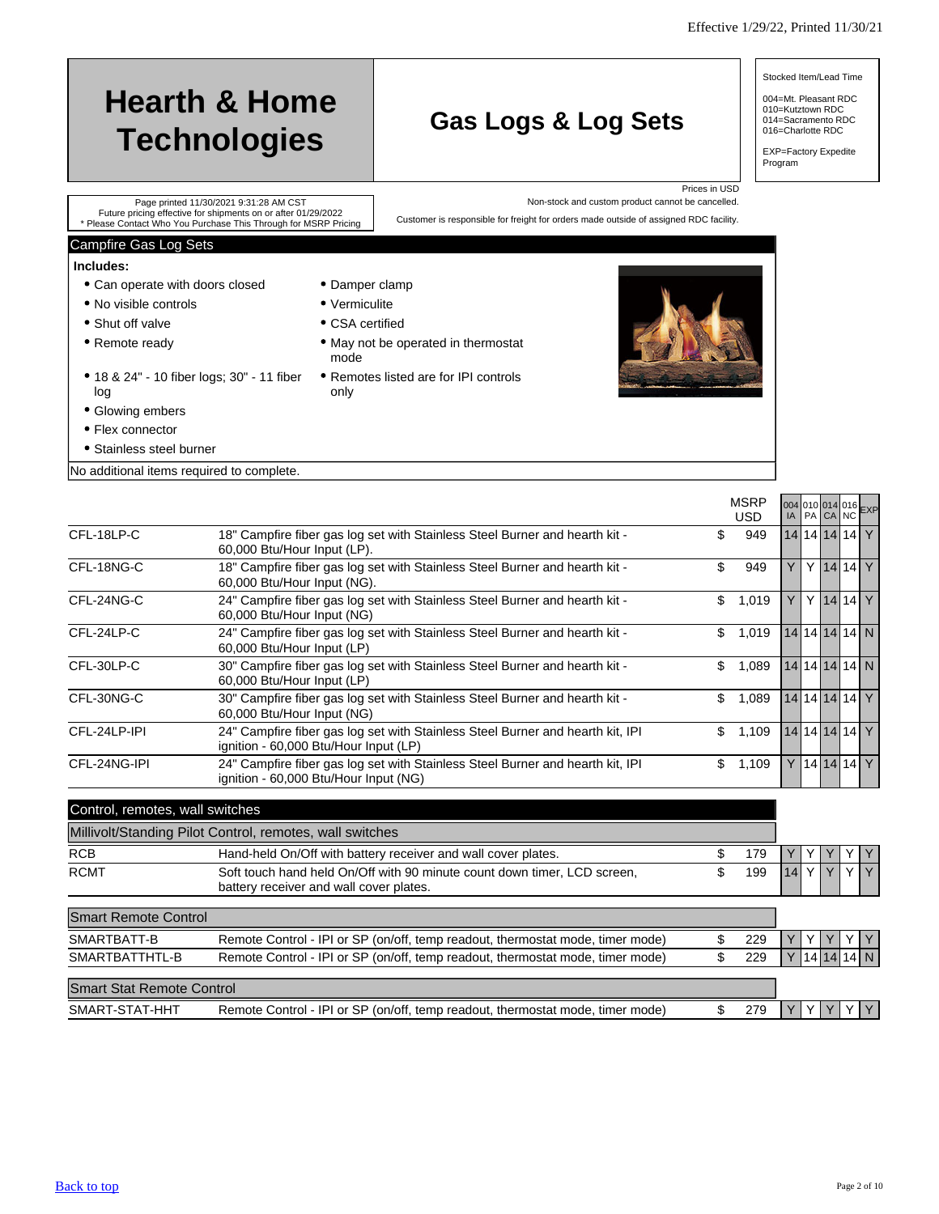Effective 1/29/22, Printed 11/30/21

# Hearth & Home Technologies

# Gas Logs & Log Sets

Stocked Item/Lead Time

004=Mt. Pleasant RDC
010=Kutztown RDC
014=Sacramento RDC
016=Charlotte RDC

EXP=Factory Expedite Program

Page printed 11/30/2021 9:31:28 AM CST
Future pricing effective for shipments on or after 01/29/2022
* Please Contact Who You Purchase This Through for MSRP Pricing

Prices in USD
Non-stock and custom product cannot be cancelled.
Customer is responsible for freight for orders made outside of assigned RDC facility.

## Campfire Gas Log Sets

**Includes:**

- Can operate with doors closed
- No visible controls
- Shut off valve
- Remote ready
- 18 & 24" - 10 fiber logs; 30" - 11 fiber log
- Glowing embers
- Flex connector
- Stainless steel burner
- Damper clamp
- Vermiculite
- CSA certified
- May not be operated in thermostat mode
- Remotes listed are for IPI controls only

No additional items required to complete.

| | | MSRP USD | 004 IA | 010 PA | 014 CA | 016 NC | EXP |
|---|---|---|---|---|---|---|---|
| CFL-18LP-C | 18" Campfire fiber gas log set with Stainless Steel Burner and hearth kit - 60,000 Btu/Hour Input (LP). | $ 949 | 14 | 14 | 14 | 14 | Y |
| CFL-18NG-C | 18" Campfire fiber gas log set with Stainless Steel Burner and hearth kit - 60,000 Btu/Hour Input (NG). | $ 949 | Y | Y | 14 | 14 | Y |
| CFL-24NG-C | 24" Campfire fiber gas log set with Stainless Steel Burner and hearth kit - 60,000 Btu/Hour Input (NG) | $ 1,019 | Y | Y | 14 | 14 | Y |
| CFL-24LP-C | 24" Campfire fiber gas log set with Stainless Steel Burner and hearth kit - 60,000 Btu/Hour Input (LP) | $ 1,019 | 14 | 14 | 14 | 14 | N |
| CFL-30LP-C | 30" Campfire fiber gas log set with Stainless Steel Burner and hearth kit - 60,000 Btu/Hour Input (LP) | $ 1,089 | 14 | 14 | 14 | 14 | N |
| CFL-30NG-C | 30" Campfire fiber gas log set with Stainless Steel Burner and hearth kit - 60,000 Btu/Hour Input (NG) | $ 1,089 | 14 | 14 | 14 | 14 | Y |
| CFL-24LP-IPI | 24" Campfire fiber gas log set with Stainless Steel Burner and hearth kit, IPI ignition - 60,000 Btu/Hour Input (LP) | $ 1,109 | 14 | 14 | 14 | 14 | Y |
| CFL-24NG-IPI | 24" Campfire fiber gas log set with Stainless Steel Burner and hearth kit, IPI ignition - 60,000 Btu/Hour Input (NG) | $ 1,109 | Y | 14 | 14 | 14 | Y |

## Control, remotes, wall switches

### Millivolt/Standing Pilot Control, remotes, wall switches

| | | MSRP USD | 004 IA | 010 PA | 014 CA | 016 NC | EXP |
|---|---|---|---|---|---|---|---|
| RCB | Hand-held On/Off with battery receiver and wall cover plates. | $ 179 | Y | Y | Y | Y | Y |
| RCMT | Soft touch hand held On/Off with 90 minute count down timer, LCD screen, battery receiver and wall cover plates. | $ 199 | 14 | Y | Y | Y | Y |

### Smart Remote Control

| | | MSRP USD | 004 IA | 010 PA | 014 CA | 016 NC | EXP |
|---|---|---|---|---|---|---|---|
| SMARTBATT-B | Remote Control - IPI or SP (on/off, temp readout, thermostat mode, timer mode) | $ 229 | Y | Y | Y | Y | Y |
| SMARTBATTHTL-B | Remote Control - IPI or SP (on/off, temp readout, thermostat mode, timer mode) | $ 229 | Y | 14 | 14 | 14 | N |

### Smart Stat Remote Control

| | | MSRP USD | 004 IA | 010 PA | 014 CA | 016 NC | EXP |
|---|---|---|---|---|---|---|---|
| SMART-STAT-HHT | Remote Control - IPI or SP (on/off, temp readout, thermostat mode, timer mode) | $ 279 | Y | Y | Y | Y | Y |

[Back to top]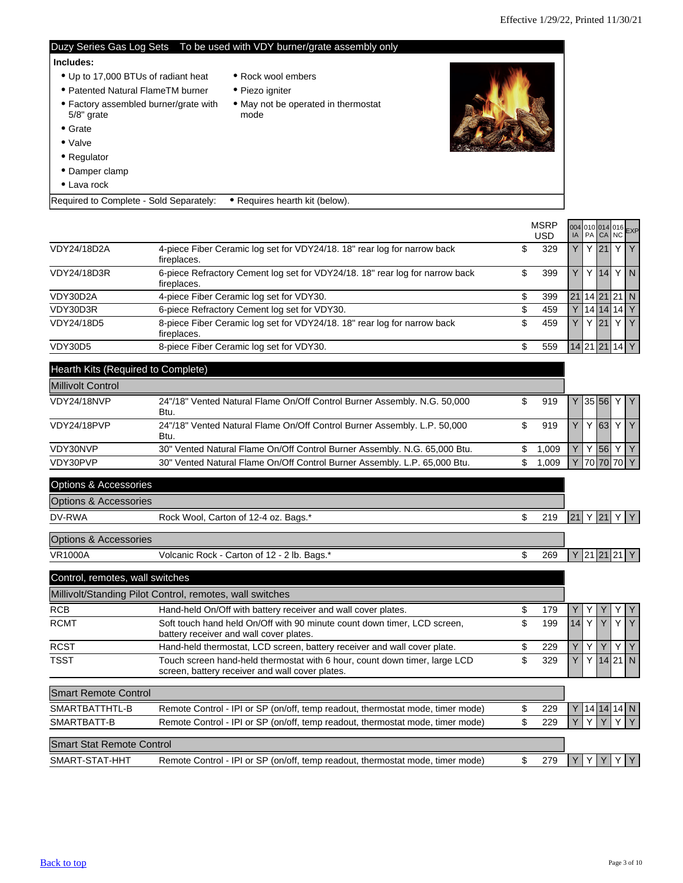Effective 1/29/22, Printed 11/30/21

## Duzy Series Gas Log Sets — To be used with VDY burner/grate assembly only

**Includes:**

- Up to 17,000 BTUs of radiant heat
- Patented Natural FlameTM burner
- Factory assembled burner/grate with 5/8" grate
- Grate
- Valve
- Regulator
- Damper clamp
- Lava rock
- Rock wool embers
- Piezo igniter
- May not be operated in thermostat mode

Required to Complete - Sold Separately: • Requires hearth kit (below).

| Model | Description | MSRP USD | 004 IA | 010 PA | 014 CA | 016 NC | EXP |
|---|---|---|---|---|---|---|---|
| VDY24/18D2A | 4-piece Fiber Ceramic log set for VDY24/18. 18" rear log for narrow back fireplaces. | $ 329 | Y | Y | 21 | Y | Y |
| VDY24/18D3R | 6-piece Refractory Cement log set for VDY24/18. 18" rear log for narrow back fireplaces. | $ 399 | Y | Y | 14 | Y | N |
| VDY30D2A | 4-piece Fiber Ceramic log set for VDY30. | $ 399 | 21 | 14 | 21 | 21 | N |
| VDY30D3R | 6-piece Refractory Cement log set for VDY30. | $ 459 | Y | 14 | 14 | 14 | Y |
| VDY24/18D5 | 8-piece Fiber Ceramic log set for VDY24/18. 18" rear log for narrow back fireplaces. | $ 459 | Y | Y | 21 | Y | Y |
| VDY30D5 | 8-piece Fiber Ceramic log set for VDY30. | $ 559 | 14 | 21 | 21 | 14 | Y |
| **Hearth Kits (Required to Complete)** | | | | | | | |
| **Millivolt Control** | | | | | | | |
| VDY24/18NVP | 24"/18" Vented Natural Flame On/Off Control Burner Assembly. N.G. 50,000 Btu. | $ 919 | Y | 35 | 56 | Y | Y |
| VDY24/18PVP | 24"/18" Vented Natural Flame On/Off Control Burner Assembly. L.P. 50,000 Btu. | $ 919 | Y | Y | 63 | Y | Y |
| VDY30NVP | 30" Vented Natural Flame On/Off Control Burner Assembly. N.G. 65,000 Btu. | $ 1,009 | Y | Y | 56 | Y | Y |
| VDY30PVP | 30" Vented Natural Flame On/Off Control Burner Assembly. L.P. 65,000 Btu. | $ 1,009 | Y | 70 | 70 | 70 | Y |
| **Options & Accessories** | | | | | | | |
| **Options & Accessories** | | | | | | | |
| DV-RWA | Rock Wool, Carton of 12-4 oz. Bags.* | $ 219 | 21 | Y | 21 | Y | Y |
| **Options & Accessories** | | | | | | | |
| VR1000A | Volcanic Rock - Carton of 12 - 2 lb. Bags.* | $ 269 | Y | 21 | 21 | 21 | Y |
| **Control, remotes, wall switches** | | | | | | | |
| **Millivolt/Standing Pilot Control, remotes, wall switches** | | | | | | | |
| RCB | Hand-held On/Off with battery receiver and wall cover plates. | $ 179 | Y | Y | Y | Y | Y |
| RCMT | Soft touch hand held On/Off with 90 minute count down timer, LCD screen, battery receiver and wall cover plates. | $ 199 | 14 | Y | Y | Y | Y |
| RCST | Hand-held thermostat, LCD screen, battery receiver and wall cover plate. | $ 229 | Y | Y | Y | Y | Y |
| TSST | Touch screen hand-held thermostat with 6 hour, count down timer, large LCD screen, battery receiver and wall cover plates. | $ 329 | Y | Y | 14 | 21 | N |
| **Smart Remote Control** | | | | | | | |
| SMARTBATTHTL-B | Remote Control - IPI or SP (on/off, temp readout, thermostat mode, timer mode) | $ 229 | Y | 14 | 14 | 14 | N |
| SMARTBATT-B | Remote Control - IPI or SP (on/off, temp readout, thermostat mode, timer mode) | $ 229 | Y | Y | Y | Y | Y |
| **Smart Stat Remote Control** | | | | | | | |
| SMART-STAT-HHT | Remote Control - IPI or SP (on/off, temp readout, thermostat mode, timer mode) | $ 279 | Y | Y | Y | Y | Y |

Back to top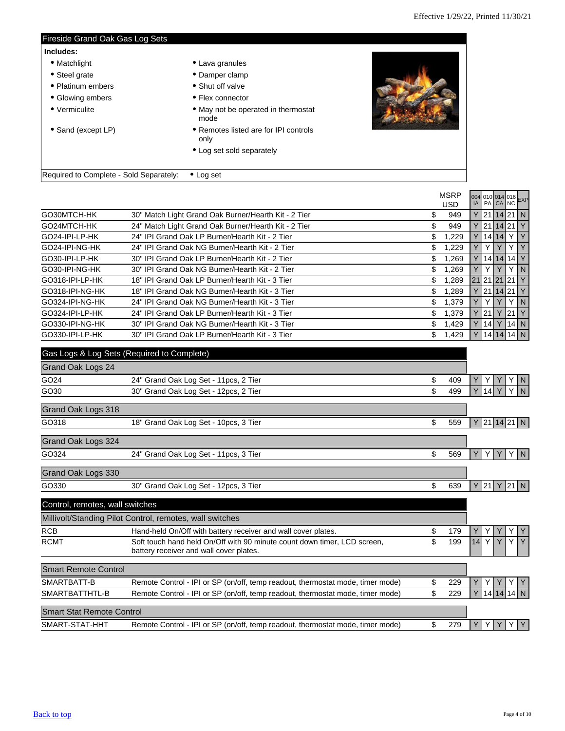Effective 1/29/22, Printed 11/30/21

## Fireside Grand Oak Gas Log Sets

**Includes:**

- Matchlight
- Steel grate
- Platinum embers
- Glowing embers
- Vermiculite
- Sand (except LP)
- Lava granules
- Damper clamp
- Shut off valve
- Flex connector
- May not be operated in thermostat mode
- Remotes listed are for IPI controls only
- Log set sold separately

Required to Complete - Sold Separately: • Log set

| | | MSRP USD | 004 IA | 010 PA | 014 CA | 016 NC | EXP |
|---|---|---|---|---|---|---|---|
| GO30MTCH-HK | 30" Match Light Grand Oak Burner/Hearth Kit - 2 Tier | $ 949 | Y | 21 | 14 | 21 | N |
| GO24MTCH-HK | 24" Match Light Grand Oak Burner/Hearth Kit - 2 Tier | $ 949 | Y | 21 | 14 | 21 | Y |
| GO24-IPI-LP-HK | 24" IPI Grand Oak LP Burner/Hearth Kit - 2 Tier | $ 1,229 | Y | 14 | 14 | Y | Y |
| GO24-IPI-NG-HK | 24" IPI Grand Oak NG Burner/Hearth Kit - 2 Tier | $ 1,229 | Y | Y | Y | Y | Y |
| GO30-IPI-LP-HK | 30" IPI Grand Oak LP Burner/Hearth Kit - 2 Tier | $ 1,269 | Y | 14 | 14 | 14 | Y |
| GO30-IPI-NG-HK | 30" IPI Grand Oak NG Burner/Hearth Kit - 2 Tier | $ 1,269 | Y | Y | Y | Y | N |
| GO318-IPI-LP-HK | 18" IPI Grand Oak LP Burner/Hearth Kit - 3 Tier | $ 1,289 | 21 | 21 | 21 | 21 | Y |
| GO318-IPI-NG-HK | 18" IPI Grand Oak NG Burner/Hearth Kit - 3 Tier | $ 1,289 | Y | 21 | 14 | 21 | Y |
| GO324-IPI-NG-HK | 24" IPI Grand Oak NG Burner/Hearth Kit - 3 Tier | $ 1,379 | Y | Y | Y | Y | N |
| GO324-IPI-LP-HK | 24" IPI Grand Oak LP Burner/Hearth Kit - 3 Tier | $ 1,379 | Y | 21 | Y | 21 | Y |
| GO330-IPI-NG-HK | 30" IPI Grand Oak NG Burner/Hearth Kit - 3 Tier | $ 1,429 | Y | 14 | Y | 14 | N |
| GO330-IPI-LP-HK | 30" IPI Grand Oak LP Burner/Hearth Kit - 3 Tier | $ 1,429 | Y | 14 | 14 | 14 | N |

## Gas Logs & Log Sets (Required to Complete)

| | | MSRP USD | 004 IA | 010 PA | 014 CA | 016 NC | EXP |
|---|---|---|---|---|---|---|---|
| **Grand Oak Logs 24** | | | | | | | |
| GO24 | 24" Grand Oak Log Set - 11pcs, 2 Tier | $ 409 | Y | Y | Y | Y | N |
| GO30 | 30" Grand Oak Log Set - 12pcs, 2 Tier | $ 499 | Y | 14 | Y | Y | N |
| **Grand Oak Logs 318** | | | | | | | |
| GO318 | 18" Grand Oak Log Set - 10pcs, 3 Tier | $ 559 | Y | 21 | 14 | 21 | N |
| **Grand Oak Logs 324** | | | | | | | |
| GO324 | 24" Grand Oak Log Set - 11pcs, 3 Tier | $ 569 | Y | Y | Y | Y | N |
| **Grand Oak Logs 330** | | | | | | | |
| GO330 | 30" Grand Oak Log Set - 12pcs, 3 Tier | $ 639 | Y | 21 | Y | 21 | N |

## Control, remotes, wall switches

| | | MSRP USD | 004 IA | 010 PA | 014 CA | 016 NC | EXP |
|---|---|---|---|---|---|---|---|
| **Millivolt/Standing Pilot Control, remotes, wall switches** | | | | | | | |
| RCB | Hand-held On/Off with battery receiver and wall cover plates. | $ 179 | Y | Y | Y | Y | Y |
| RCMT | Soft touch hand held On/Off with 90 minute count down timer, LCD screen, battery receiver and wall cover plates. | $ 199 | 14 | Y | Y | Y | Y |
| **Smart Remote Control** | | | | | | | |
| SMARTBATT-B | Remote Control - IPI or SP (on/off, temp readout, thermostat mode, timer mode) | $ 229 | Y | Y | Y | Y | Y |
| SMARTBATTHTL-B | Remote Control - IPI or SP (on/off, temp readout, thermostat mode, timer mode) | $ 229 | Y | 14 | 14 | 14 | N |
| **Smart Stat Remote Control** | | | | | | | |
| SMART-STAT-HHT | Remote Control - IPI or SP (on/off, temp readout, thermostat mode, timer mode) | $ 279 | Y | Y | Y | Y | Y |

Back to top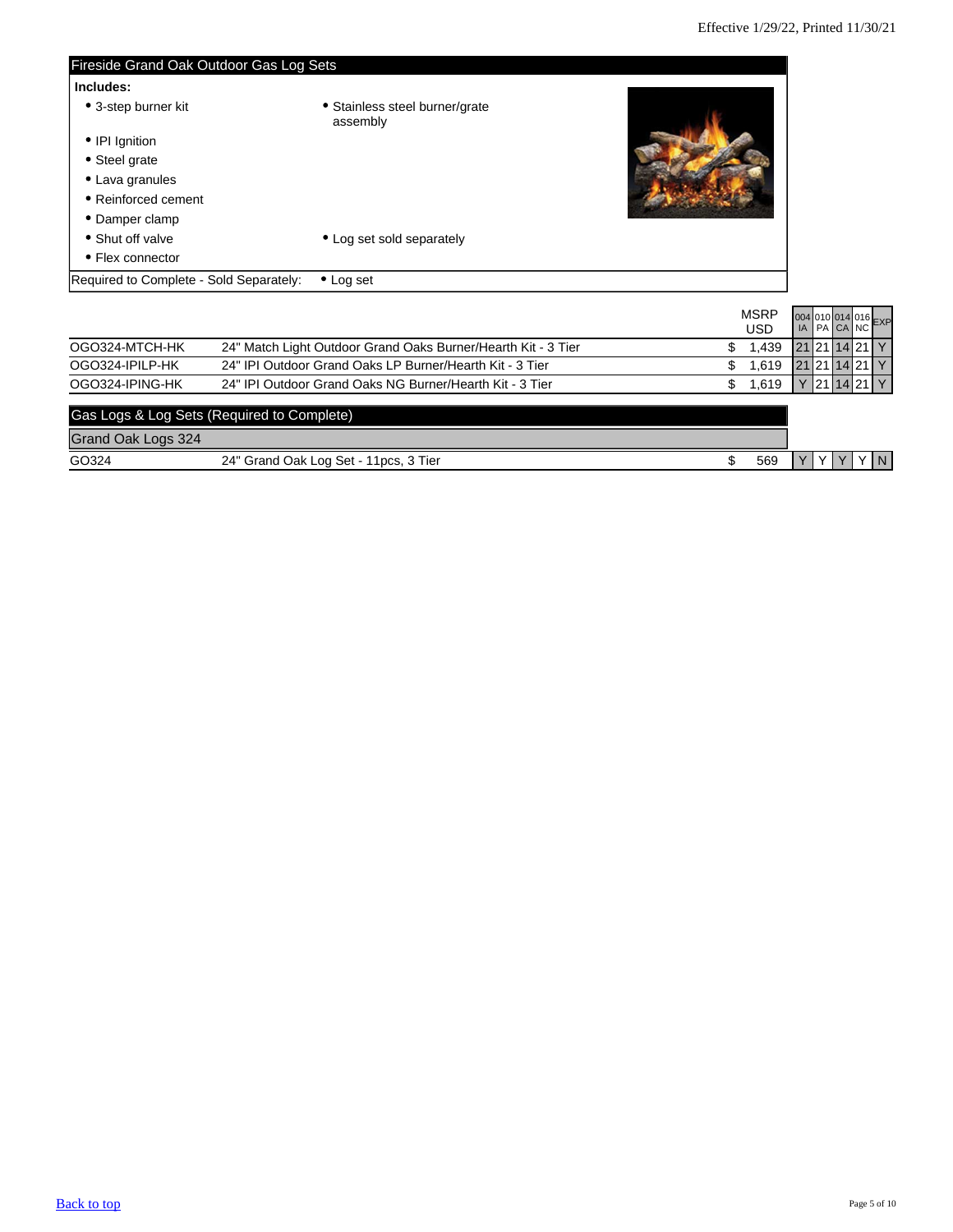Effective 1/29/22, Printed 11/30/21

## Fireside Grand Oak Outdoor Gas Log Sets

**Includes:**

- 3-step burner kit
- IPI Ignition
- Steel grate
- Lava granules
- Reinforced cement
- Damper clamp
- Shut off valve
- Flex connector
- Stainless steel burner/grate assembly
- Log set sold separately

Required to Complete - Sold Separately: • Log set

| | | MSRP USD | 004 IA | 010 PA | 014 CA | 016 NC | EXP |
|---|---|---|---|---|---|---|---|
| OGO324-MTCH-HK | 24" Match Light Outdoor Grand Oaks Burner/Hearth Kit - 3 Tier | $ 1,439 | 21 | 21 | 14 | 21 | Y |
| OGO324-IPILP-HK | 24" IPI Outdoor Grand Oaks LP Burner/Hearth Kit - 3 Tier | $ 1,619 | 21 | 21 | 14 | 21 | Y |
| OGO324-IPING-HK | 24" IPI Outdoor Grand Oaks NG Burner/Hearth Kit - 3 Tier | $ 1,619 | Y | 21 | 14 | 21 | Y |

## Gas Logs & Log Sets (Required to Complete)

### Grand Oak Logs 324

| | | MSRP USD | 004 IA | 010 PA | 014 CA | 016 NC | EXP |
|---|---|---|---|---|---|---|---|
| GO324 | 24" Grand Oak Log Set - 11pcs, 3 Tier | $ 569 | Y | Y | Y | Y | N |

Back to top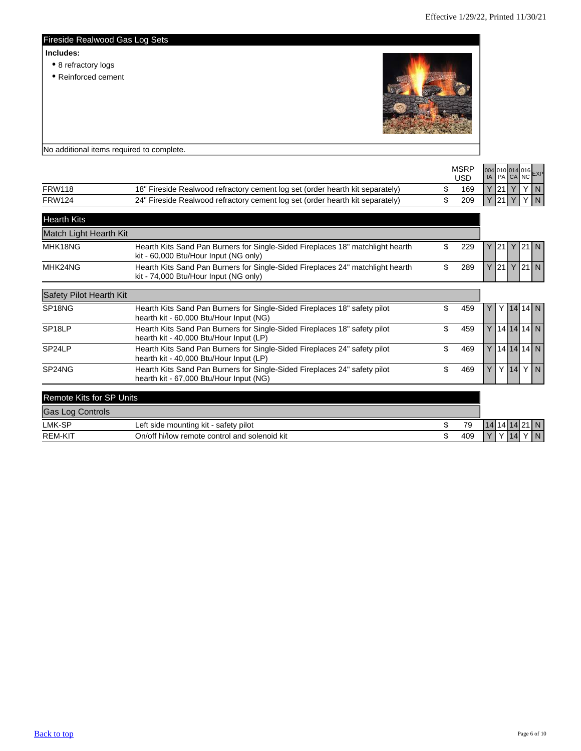Effective 1/29/22, Printed 11/30/21

## Fireside Realwood Gas Log Sets

**Includes:**

- 8 refractory logs
- Reinforced cement

No additional items required to complete.

| | | MSRP USD | 004 IA | 010 PA | 014 CA | 016 NC | EXP |
|---|---|---|---|---|---|---|---|
| FRW118 | 18" Fireside Realwood refractory cement log set (order hearth kit separately) | $ 169 | Y | 21 | Y | Y | N |
| FRW124 | 24" Fireside Realwood refractory cement log set (order hearth kit separately) | $ 209 | Y | 21 | Y | Y | N |

## Hearth Kits

### Match Light Hearth Kit

| | | MSRP USD | 004 IA | 010 PA | 014 CA | 016 NC | EXP |
|---|---|---|---|---|---|---|---|
| MHK18NG | Hearth Kits Sand Pan Burners for Single-Sided Fireplaces 18" matchlight hearth kit - 60,000 Btu/Hour Input (NG only) | $ 229 | Y | 21 | Y | 21 | N |
| MHK24NG | Hearth Kits Sand Pan Burners for Single-Sided Fireplaces 24" matchlight hearth kit - 74,000 Btu/Hour Input (NG only) | $ 289 | Y | 21 | Y | 21 | N |

### Safety Pilot Hearth Kit

| | | MSRP USD | 004 IA | 010 PA | 014 CA | 016 NC | EXP |
|---|---|---|---|---|---|---|---|
| SP18NG | Hearth Kits Sand Pan Burners for Single-Sided Fireplaces 18" safety pilot hearth kit - 60,000 Btu/Hour Input (NG) | $ 459 | Y | Y | 14 | 14 | N |
| SP18LP | Hearth Kits Sand Pan Burners for Single-Sided Fireplaces 18" safety pilot hearth kit - 40,000 Btu/Hour Input (LP) | $ 459 | Y | 14 | 14 | 14 | N |
| SP24LP | Hearth Kits Sand Pan Burners for Single-Sided Fireplaces 24" safety pilot hearth kit - 40,000 Btu/Hour Input (LP) | $ 469 | Y | 14 | 14 | 14 | N |
| SP24NG | Hearth Kits Sand Pan Burners for Single-Sided Fireplaces 24" safety pilot hearth kit - 67,000 Btu/Hour Input (NG) | $ 469 | Y | Y | 14 | Y | N |

## Remote Kits for SP Units

### Gas Log Controls

| | | MSRP USD | 004 IA | 010 PA | 014 CA | 016 NC | EXP |
|---|---|---|---|---|---|---|---|
| LMK-SP | Left side mounting kit - safety pilot | $ 79 | 14 | 14 | 14 | 21 | N |
| REM-KIT | On/off hi/low remote control and solenoid kit | $ 409 | Y | Y | 14 | Y | N |

Back to top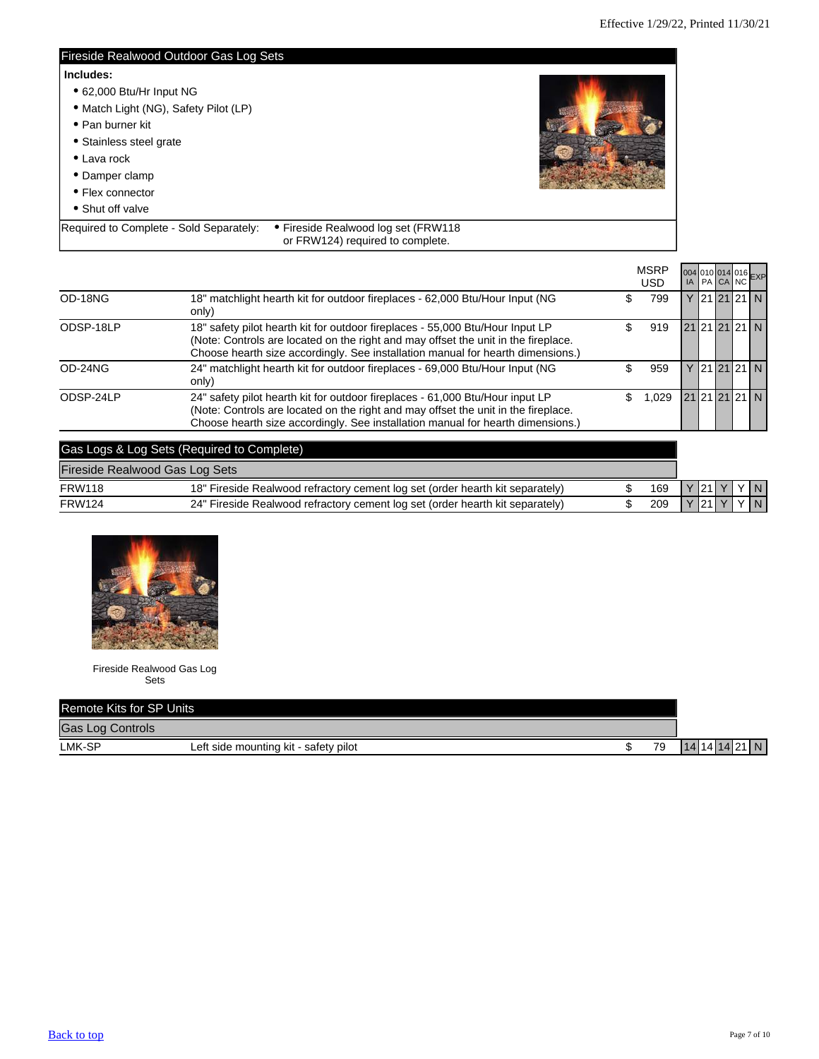Effective 1/29/22, Printed 11/30/21

## Fireside Realwood Outdoor Gas Log Sets

**Includes:**

- 62,000 Btu/Hr Input NG
- Match Light (NG), Safety Pilot (LP)
- Pan burner kit
- Stainless steel grate
- Lava rock
- Damper clamp
- Flex connector
- Shut off valve

Required to Complete - Sold Separately:

- Fireside Realwood log set (FRW118 or FRW124) required to complete.

| | | MSRP USD | 004 IA | 010 PA | 014 CA | 016 NC | EXP |
|---|---|---|---|---|---|---|---|
| OD-18NG | 18" matchlight hearth kit for outdoor fireplaces - 62,000 Btu/Hour Input (NG only) | $ 799 | Y | 21 | 21 | 21 | N |
| ODSP-18LP | 18" safety pilot hearth kit for outdoor fireplaces - 55,000 Btu/Hour Input LP (Note: Controls are located on the right and may offset the unit in the fireplace. Choose hearth size accordingly. See installation manual for hearth dimensions.) | $ 919 | 21 | 21 | 21 | 21 | N |
| OD-24NG | 24" matchlight hearth kit for outdoor fireplaces - 69,000 Btu/Hour Input (NG only) | $ 959 | Y | 21 | 21 | 21 | N |
| ODSP-24LP | 24" safety pilot hearth kit for outdoor fireplaces - 61,000 Btu/Hour input LP (Note: Controls are located on the right and may offset the unit in the fireplace. Choose hearth size accordingly. See installation manual for hearth dimensions.) | $ 1,029 | 21 | 21 | 21 | 21 | N |

## Gas Logs & Log Sets (Required to Complete)

### Fireside Realwood Gas Log Sets

| | | MSRP USD | 004 IA | 010 PA | 014 CA | 016 NC | EXP |
|---|---|---|---|---|---|---|---|
| FRW118 | 18" Fireside Realwood refractory cement log set (order hearth kit separately) | $ 169 | Y | 21 | Y | Y | N |
| FRW124 | 24" Fireside Realwood refractory cement log set (order hearth kit separately) | $ 209 | Y | 21 | Y | Y | N |

Fireside Realwood Gas Log Sets

## Remote Kits for SP Units

### Gas Log Controls

| | | MSRP USD | 004 IA | 010 PA | 014 CA | 016 NC | EXP |
|---|---|---|---|---|---|---|---|
| LMK-SP | Left side mounting kit - safety pilot | $ 79 | 14 | 14 | 14 | 21 | N |

Back to top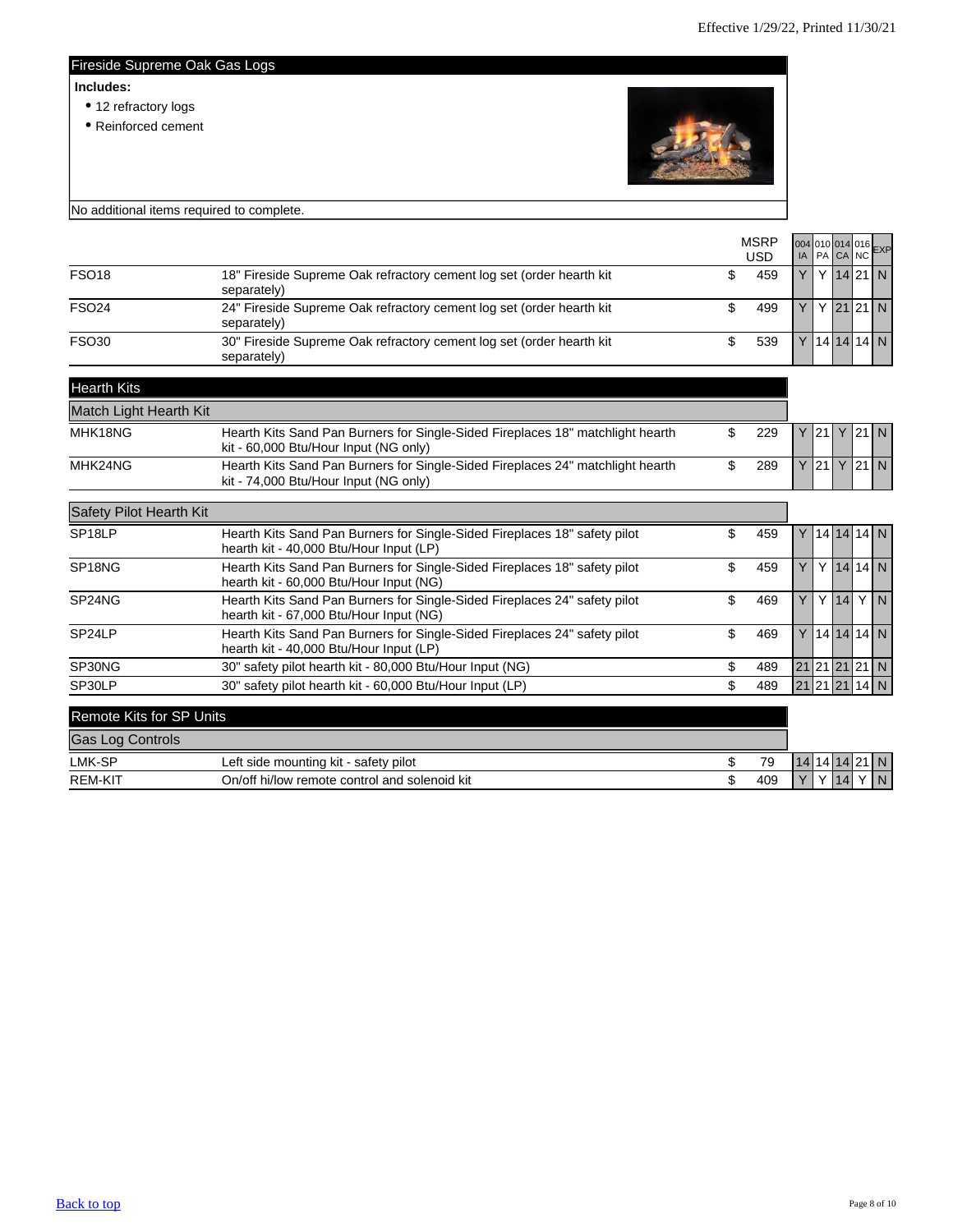Effective 1/29/22, Printed 11/30/21

## Fireside Supreme Oak Gas Logs

**Includes:**

- 12 refractory logs
- Reinforced cement

No additional items required to complete.

| | | MSRP USD | 004 IA | 010 PA | 014 CA | 016 NC | EXP |
|---|---|---|---|---|---|---|---|
| FSO18 | 18" Fireside Supreme Oak refractory cement log set (order hearth kit separately) | $ 459 | Y | Y | 14 | 21 | N |
| FSO24 | 24" Fireside Supreme Oak refractory cement log set (order hearth kit separately) | $ 499 | Y | Y | 21 | 21 | N |
| FSO30 | 30" Fireside Supreme Oak refractory cement log set (order hearth kit separately) | $ 539 | Y | 14 | 14 | 14 | N |

## Hearth Kits

### Match Light Hearth Kit

| | | MSRP USD | 004 IA | 010 PA | 014 CA | 016 NC | EXP |
|---|---|---|---|---|---|---|---|
| MHK18NG | Hearth Kits Sand Pan Burners for Single-Sided Fireplaces 18" matchlight hearth kit - 60,000 Btu/Hour Input (NG only) | $ 229 | Y | 21 | Y | 21 | N |
| MHK24NG | Hearth Kits Sand Pan Burners for Single-Sided Fireplaces 24" matchlight hearth kit - 74,000 Btu/Hour Input (NG only) | $ 289 | Y | 21 | Y | 21 | N |

### Safety Pilot Hearth Kit

| | | MSRP USD | 004 IA | 010 PA | 014 CA | 016 NC | EXP |
|---|---|---|---|---|---|---|---|
| SP18LP | Hearth Kits Sand Pan Burners for Single-Sided Fireplaces 18" safety pilot hearth kit - 40,000 Btu/Hour Input (LP) | $ 459 | Y | 14 | 14 | 14 | N |
| SP18NG | Hearth Kits Sand Pan Burners for Single-Sided Fireplaces 18" safety pilot hearth kit - 60,000 Btu/Hour Input (NG) | $ 459 | Y | Y | 14 | 14 | N |
| SP24NG | Hearth Kits Sand Pan Burners for Single-Sided Fireplaces 24" safety pilot hearth kit - 67,000 Btu/Hour Input (NG) | $ 469 | Y | Y | 14 | Y | N |
| SP24LP | Hearth Kits Sand Pan Burners for Single-Sided Fireplaces 24" safety pilot hearth kit - 40,000 Btu/Hour Input (LP) | $ 469 | Y | 14 | 14 | 14 | N |
| SP30NG | 30" safety pilot hearth kit - 80,000 Btu/Hour Input (NG) | $ 489 | 21 | 21 | 21 | 21 | N |
| SP30LP | 30" safety pilot hearth kit - 60,000 Btu/Hour Input (LP) | $ 489 | 21 | 21 | 21 | 14 | N |

## Remote Kits for SP Units

### Gas Log Controls

| | | MSRP USD | 004 IA | 010 PA | 014 CA | 016 NC | EXP |
|---|---|---|---|---|---|---|---|
| LMK-SP | Left side mounting kit - safety pilot | $ 79 | 14 | 14 | 14 | 21 | N |
| REM-KIT | On/off hi/low remote control and solenoid kit | $ 409 | Y | Y | 14 | Y | N |

Back to top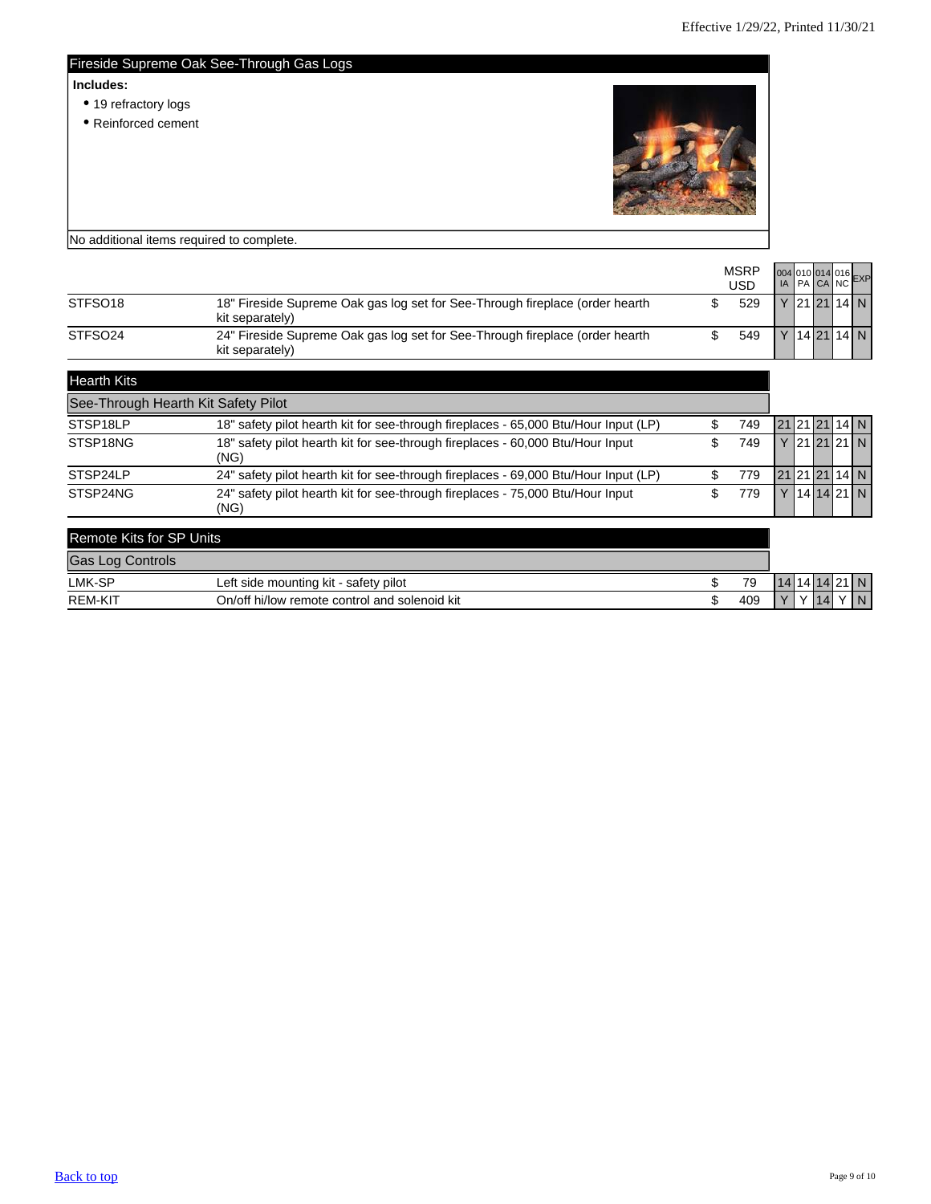Effective 1/29/22, Printed 11/30/21

## Fireside Supreme Oak See-Through Gas Logs

**Includes:**

- 19 refractory logs
- Reinforced cement

No additional items required to complete.

| | | MSRP USD | 004 IA | 010 PA | 014 CA | 016 NC | EXP |
|---|---|---|---|---|---|---|---|
| STFSO18 | 18" Fireside Supreme Oak gas log set for See-Through fireplace (order hearth kit separately) | $ 529 | Y | 21 | 21 | 14 | N |
| STFSO24 | 24" Fireside Supreme Oak gas log set for See-Through fireplace (order hearth kit separately) | $ 549 | Y | 14 | 21 | 14 | N |

## Hearth Kits

### See-Through Hearth Kit Safety Pilot

| | | MSRP USD | 004 IA | 010 PA | 014 CA | 016 NC | EXP |
|---|---|---|---|---|---|---|---|
| STSP18LP | 18" safety pilot hearth kit for see-through fireplaces - 65,000 Btu/Hour Input (LP) | $ 749 | 21 | 21 | 21 | 14 | N |
| STSP18NG | 18" safety pilot hearth kit for see-through fireplaces - 60,000 Btu/Hour Input (NG) | $ 749 | Y | 21 | 21 | 21 | N |
| STSP24LP | 24" safety pilot hearth kit for see-through fireplaces - 69,000 Btu/Hour Input (LP) | $ 779 | 21 | 21 | 21 | 14 | N |
| STSP24NG | 24" safety pilot hearth kit for see-through fireplaces - 75,000 Btu/Hour Input (NG) | $ 779 | Y | 14 | 14 | 21 | N |

## Remote Kits for SP Units

### Gas Log Controls

| | | MSRP USD | 004 IA | 010 PA | 014 CA | 016 NC | EXP |
|---|---|---|---|---|---|---|---|
| LMK-SP | Left side mounting kit - safety pilot | $ 79 | 14 | 14 | 14 | 21 | N |
| REM-KIT | On/off hi/low remote control and solenoid kit | $ 409 | Y | Y | 14 | Y | N |

Back to top